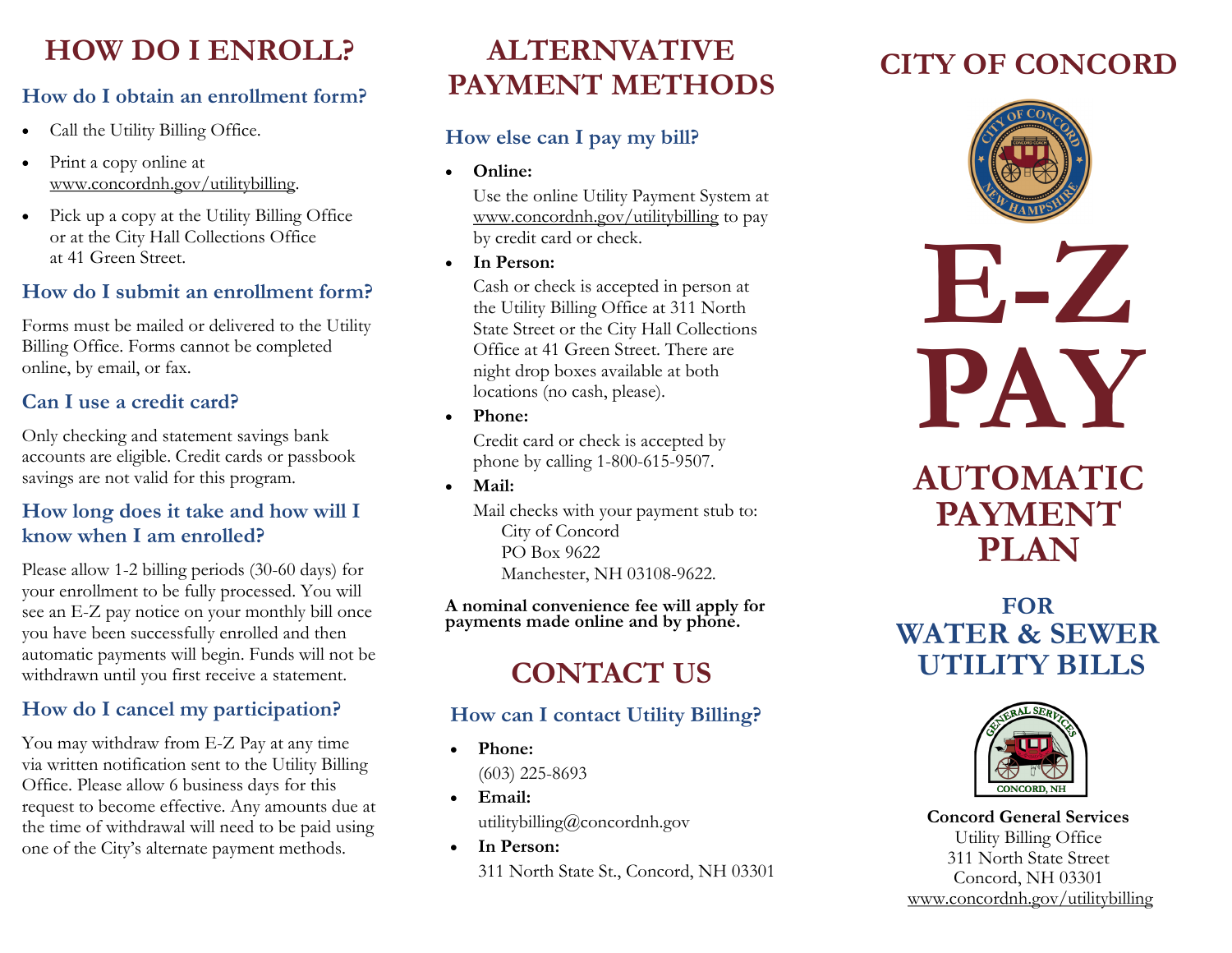# HOW DO I ENROLL?

## How do I obtain an enrollment form?

- Call the Utility Billing Office.
- Print a copy online at www.concordnh.gov/utilitybilling.
- Pick up a copy at the Utility Billing Office or at the City Hall Collections Office at 41 Green Street.

## How do I submit an enrollment form?

Forms must be mailed or delivered to the Utility Billing Office. Forms cannot be completed online, by email, or fax.

## Can I use a credit card?

Only checking and statement savings bank accounts are eligible. Credit cards or passbook savings are not valid for this program.

## How long does it take and how will I know when I am enrolled?

Please allow 1-2 billing periods (30-60 days) for your enrollment to be fully processed. You will see an E-Z pay notice on your monthly bill once you have been successfully enrolled and then automatic payments will begin. Funds will not be withdrawn until you first receive a statement.

## How do I cancel my participation?

You may withdraw from E-Z Pay at any time via written notification sent to the Utility Billing Office. Please allow 6 business days for this request to become effective. Any amounts due at the time of withdrawal will need to be paid using one of the City's alternate payment methods.

# ALTERNVATIVE PAYMENT METHODS

## How else can I pay my bill?

- **Online:**
  Use the online Utility Payment System at www.concordnh.gov/utilitybilling to pay by credit card or check.
- **In Person:**
  Cash or check is accepted in person at the Utility Billing Office at 311 North State Street or the City Hall Collections Office at 41 Green Street. There are night drop boxes available at both locations (no cash, please).
- **Phone:**
  Credit card or check is accepted by phone by calling 1-800-615-9507.
- **Mail:**
  Mail checks with your payment stub to:
  City of Concord
  PO Box 9622
  Manchester, NH 03108-9622.

**A nominal convenience fee will apply for payments made online and by phone.**

# CONTACT US

## How can I contact Utility Billing?

- **Phone:**
  (603) 225-8693
- **Email:**
  utilitybilling@concordnh.gov
- **In Person:**
  311 North State St., Concord, NH 03301

# CITY OF CONCORD

# E-Z PAY

## AUTOMATIC PAYMENT PLAN

## FOR WATER & SEWER UTILITY BILLS

**Concord General Services**
Utility Billing Office
311 North State Street
Concord, NH 03301
www.concordnh.gov/utilitybilling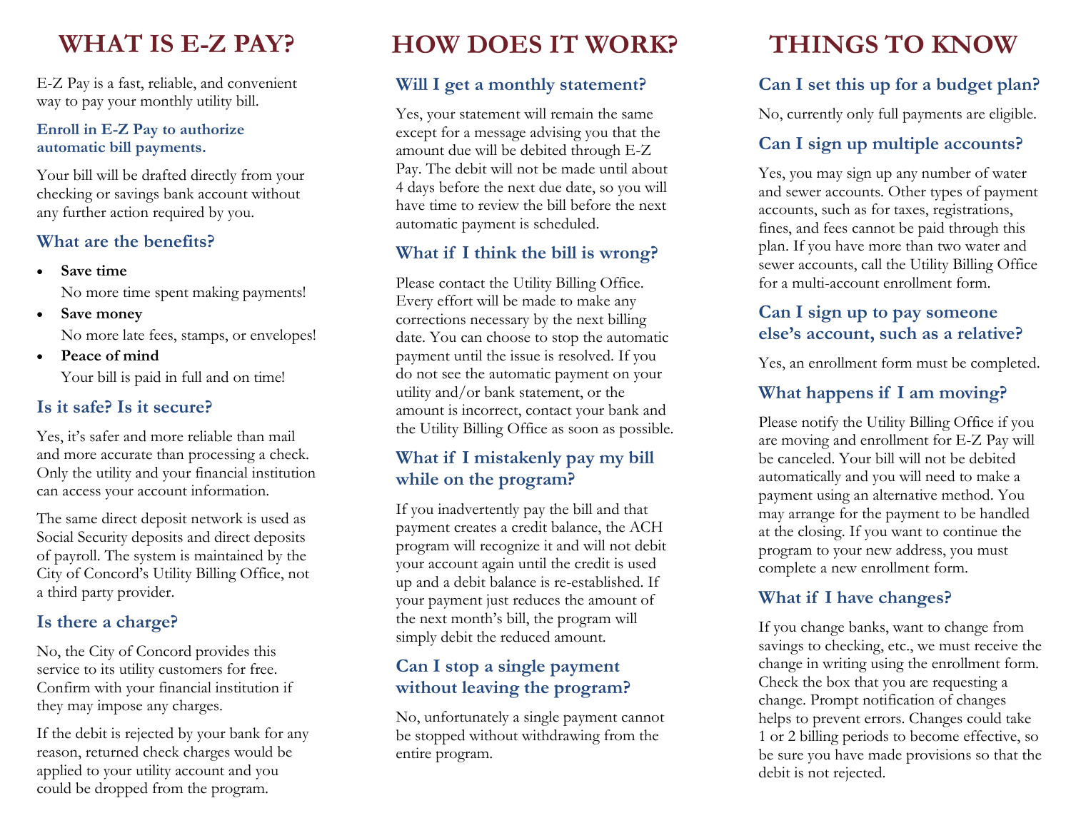# WHAT IS E-Z PAY?

E-Z Pay is a fast, reliable, and convenient way to pay your monthly utility bill.

**Enroll in E-Z Pay to authorize automatic bill payments.**

Your bill will be drafted directly from your checking or savings bank account without any further action required by you.

## What are the benefits?

- **Save time**
  No more time spent making payments!
- **Save money**
  No more late fees, stamps, or envelopes!
- **Peace of mind**
  Your bill is paid in full and on time!

## Is it safe? Is it secure?

Yes, it's safer and more reliable than mail and more accurate than processing a check. Only the utility and your financial institution can access your account information.

The same direct deposit network is used as Social Security deposits and direct deposits of payroll. The system is maintained by the City of Concord's Utility Billing Office, not a third party provider.

## Is there a charge?

No, the City of Concord provides this service to its utility customers for free. Confirm with your financial institution if they may impose any charges.

If the debit is rejected by your bank for any reason, returned check charges would be applied to your utility account and you could be dropped from the program.

# HOW DOES IT WORK?

## Will I get a monthly statement?

Yes, your statement will remain the same except for a message advising you that the amount due will be debited through E-Z Pay. The debit will not be made until about 4 days before the next due date, so you will have time to review the bill before the next automatic payment is scheduled.

## What if I think the bill is wrong?

Please contact the Utility Billing Office. Every effort will be made to make any corrections necessary by the next billing date. You can choose to stop the automatic payment until the issue is resolved. If you do not see the automatic payment on your utility and/or bank statement, or the amount is incorrect, contact your bank and the Utility Billing Office as soon as possible.

## What if I mistakenly pay my bill while on the program?

If you inadvertently pay the bill and that payment creates a credit balance, the ACH program will recognize it and will not debit your account again until the credit is used up and a debit balance is re-established. If your payment just reduces the amount of the next month's bill, the program will simply debit the reduced amount.

## Can I stop a single payment without leaving the program?

No, unfortunately a single payment cannot be stopped without withdrawing from the entire program.

# THINGS TO KNOW

## Can I set this up for a budget plan?

No, currently only full payments are eligible.

## Can I sign up multiple accounts?

Yes, you may sign up any number of water and sewer accounts. Other types of payment accounts, such as for taxes, registrations, fines, and fees cannot be paid through this plan. If you have more than two water and sewer accounts, call the Utility Billing Office for a multi-account enrollment form.

## Can I sign up to pay someone else's account, such as a relative?

Yes, an enrollment form must be completed.

## What happens if I am moving?

Please notify the Utility Billing Office if you are moving and enrollment for E-Z Pay will be canceled. Your bill will not be debited automatically and you will need to make a payment using an alternative method. You may arrange for the payment to be handled at the closing. If you want to continue the program to your new address, you must complete a new enrollment form.

## What if I have changes?

If you change banks, want to change from savings to checking, etc., we must receive the change in writing using the enrollment form. Check the box that you are requesting a change. Prompt notification of changes helps to prevent errors. Changes could take 1 or 2 billing periods to become effective, so be sure you have made provisions so that the debit is not rejected.